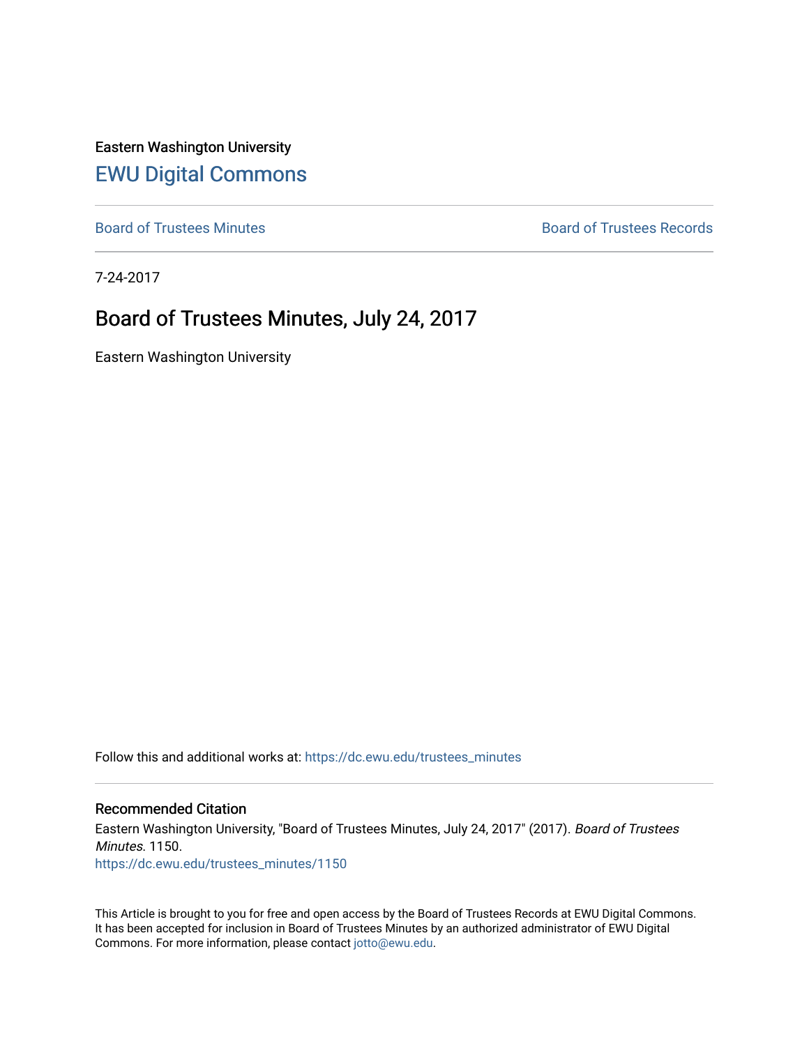Eastern Washington University

# EWU Digital Commons

Board of Trustees Minutes | Board of Trustees Records

7-24-2017

## Board of Trustees Minutes, July 24, 2017

Eastern Washington University

Follow this and additional works at: https://dc.ewu.edu/trustees_minutes

### Recommended Citation

Eastern Washington University, "Board of Trustees Minutes, July 24, 2017" (2017). *Board of Trustees Minutes*. 1150.
https://dc.ewu.edu/trustees_minutes/1150

This Article is brought to you for free and open access by the Board of Trustees Records at EWU Digital Commons. It has been accepted for inclusion in Board of Trustees Minutes by an authorized administrator of EWU Digital Commons. For more information, please contact jotto@ewu.edu.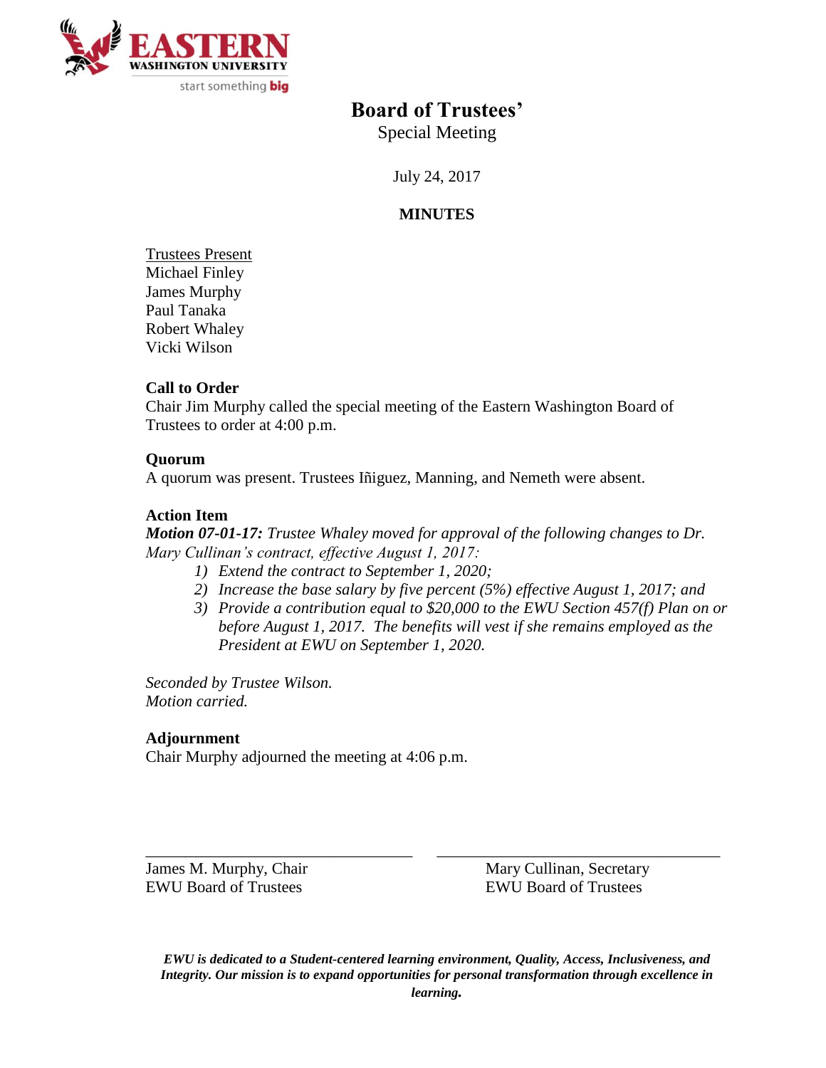EASTERN WASHINGTON UNIVERSITY
start something big

# Board of Trustees'
Special Meeting

July 24, 2017

## MINUTES

Trustees Present
Michael Finley
James Murphy
Paul Tanaka
Robert Whaley
Vicki Wilson

### Call to Order

Chair Jim Murphy called the special meeting of the Eastern Washington Board of Trustees to order at 4:00 p.m.

### Quorum

A quorum was present. Trustees Iñiguez, Manning, and Nemeth were absent.

### Action Item

***Motion 07-01-17:*** *Trustee Whaley moved for approval of the following changes to Dr. Mary Cullinan's contract, effective August 1, 2017:*

1) *Extend the contract to September 1, 2020;*
2) *Increase the base salary by five percent (5%) effective August 1, 2017; and*
3) *Provide a contribution equal to $20,000 to the EWU Section 457(f) Plan on or before August 1, 2017. The benefits will vest if she remains employed as the President at EWU on September 1, 2020.*

*Seconded by Trustee Wilson.*
*Motion carried.*

### Adjournment

Chair Murphy adjourned the meeting at 4:06 p.m.

James M. Murphy, Chair
EWU Board of Trustees

Mary Cullinan, Secretary
EWU Board of Trustees

***EWU is dedicated to a Student-centered learning environment, Quality, Access, Inclusiveness, and Integrity. Our mission is to expand opportunities for personal transformation through excellence in learning.***